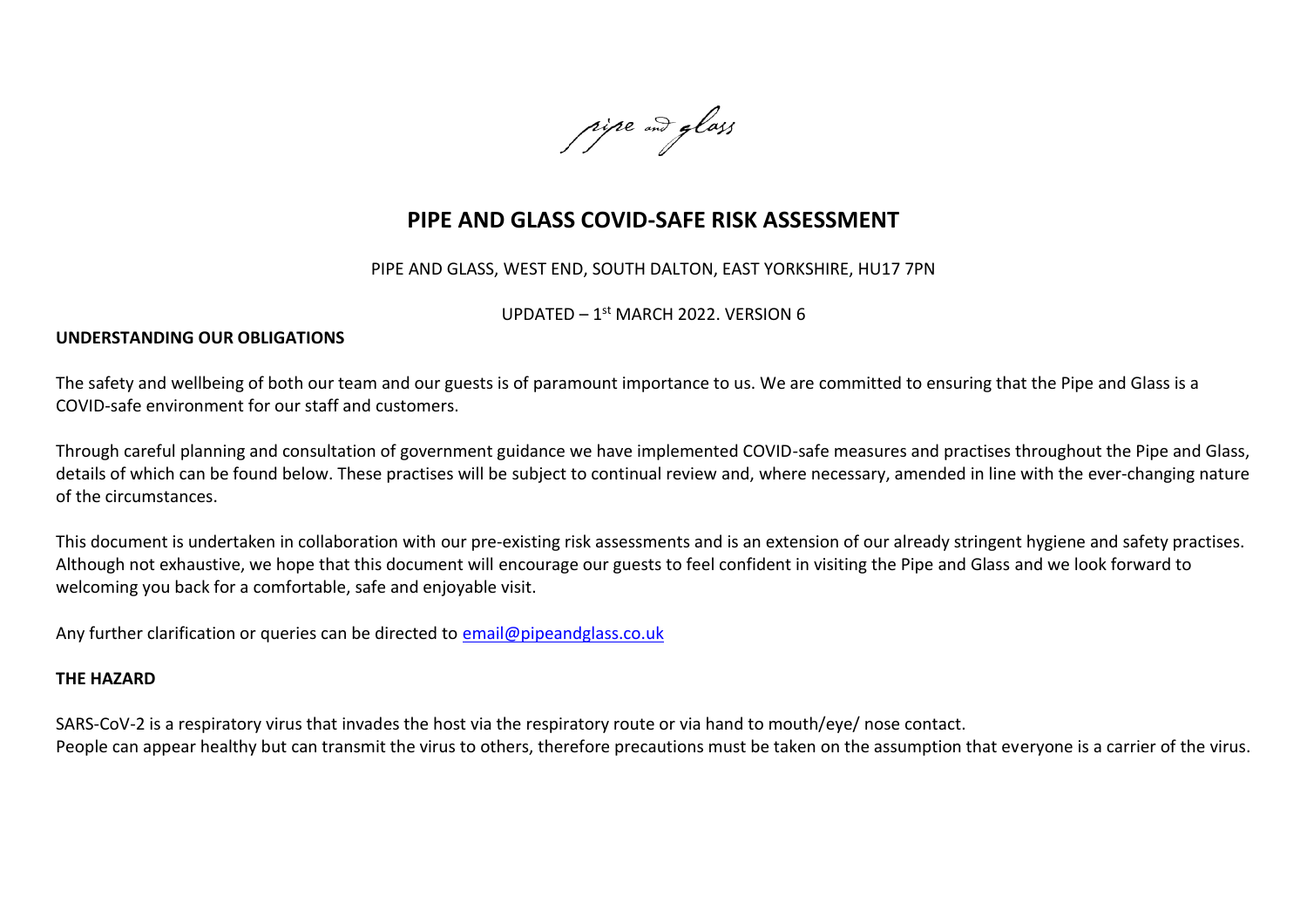pipe and glass

# PIPE AND GLASS COVID-SAFE RISK ASSESSMENT

PIPE AND GLASS, WEST END, SOUTH DALTON, EAST YORKSHIRE, HU17 7PN

UPDATED – 1st MARCH 2022. VERSION 6

## UNDERSTANDING OUR OBLIGATIONS

The safety and wellbeing of both our team and our guests is of paramount importance to us. We are committed to ensuring that the Pipe and Glass is a COVID-safe environment for our staff and customers.

Through careful planning and consultation of government guidance we have implemented COVID-safe measures and practises throughout the Pipe and Glass, details of which can be found below. These practises will be subject to continual review and, where necessary, amended in line with the ever-changing nature of the circumstances.

This document is undertaken in collaboration with our pre-existing risk assessments and is an extension of our already stringent hygiene and safety practises. Although not exhaustive, we hope that this document will encourage our guests to feel confident in visiting the Pipe and Glass and we look forward to welcoming you back for a comfortable, safe and enjoyable visit.

Any further clarification or queries can be directed to email@pipeandglass.co.uk

## THE HAZARD

SARS-CoV-2 is a respiratory virus that invades the host via the respiratory route or via hand to mouth/eye/ nose contact.
People can appear healthy but can transmit the virus to others, therefore precautions must be taken on the assumption that everyone is a carrier of the virus.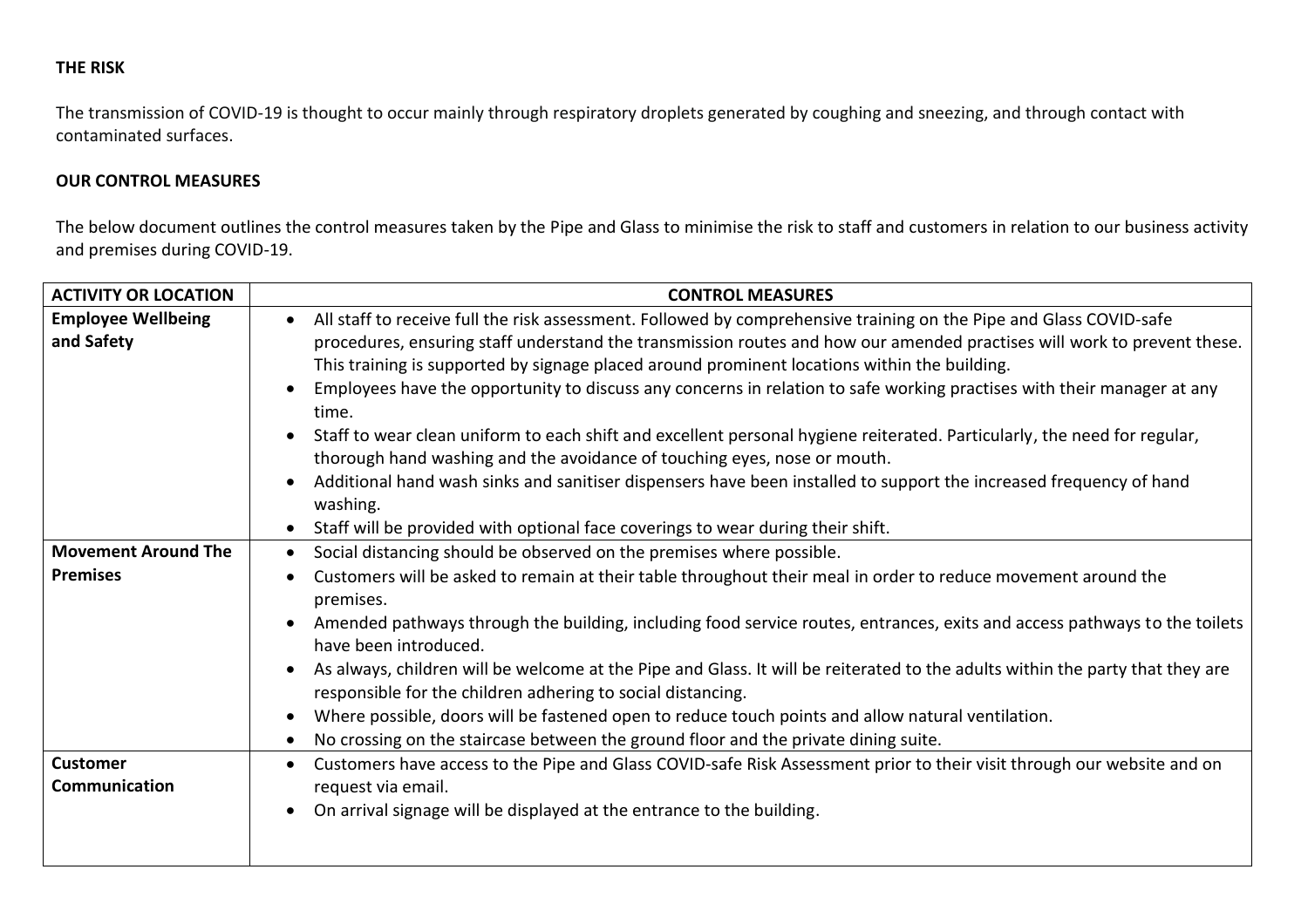**THE RISK**

The transmission of COVID-19 is thought to occur mainly through respiratory droplets generated by coughing and sneezing, and through contact with contaminated surfaces.

**OUR CONTROL MEASURES**

The below document outlines the control measures taken by the Pipe and Glass to minimise the risk to staff and customers in relation to our business activity and premises during COVID-19.

| ACTIVITY OR LOCATION | CONTROL MEASURES |
|---|---|
| **Employee Wellbeing and Safety** | • All staff to receive full the risk assessment. Followed by comprehensive training on the Pipe and Glass COVID-safe procedures, ensuring staff understand the transmission routes and how our amended practises will work to prevent these. This training is supported by signage placed around prominent locations within the building.<br>• Employees have the opportunity to discuss any concerns in relation to safe working practises with their manager at any time.<br>• Staff to wear clean uniform to each shift and excellent personal hygiene reiterated. Particularly, the need for regular, thorough hand washing and the avoidance of touching eyes, nose or mouth.<br>• Additional hand wash sinks and sanitiser dispensers have been installed to support the increased frequency of hand washing.<br>• Staff will be provided with optional face coverings to wear during their shift. |
| **Movement Around The Premises** | • Social distancing should be observed on the premises where possible.<br>• Customers will be asked to remain at their table throughout their meal in order to reduce movement around the premises.<br>• Amended pathways through the building, including food service routes, entrances, exits and access pathways to the toilets have been introduced.<br>• As always, children will be welcome at the Pipe and Glass. It will be reiterated to the adults within the party that they are responsible for the children adhering to social distancing.<br>• Where possible, doors will be fastened open to reduce touch points and allow natural ventilation.<br>• No crossing on the staircase between the ground floor and the private dining suite. |
| **Customer Communication** | • Customers have access to the Pipe and Glass COVID-safe Risk Assessment prior to their visit through our website and on request via email.<br>• On arrival signage will be displayed at the entrance to the building. |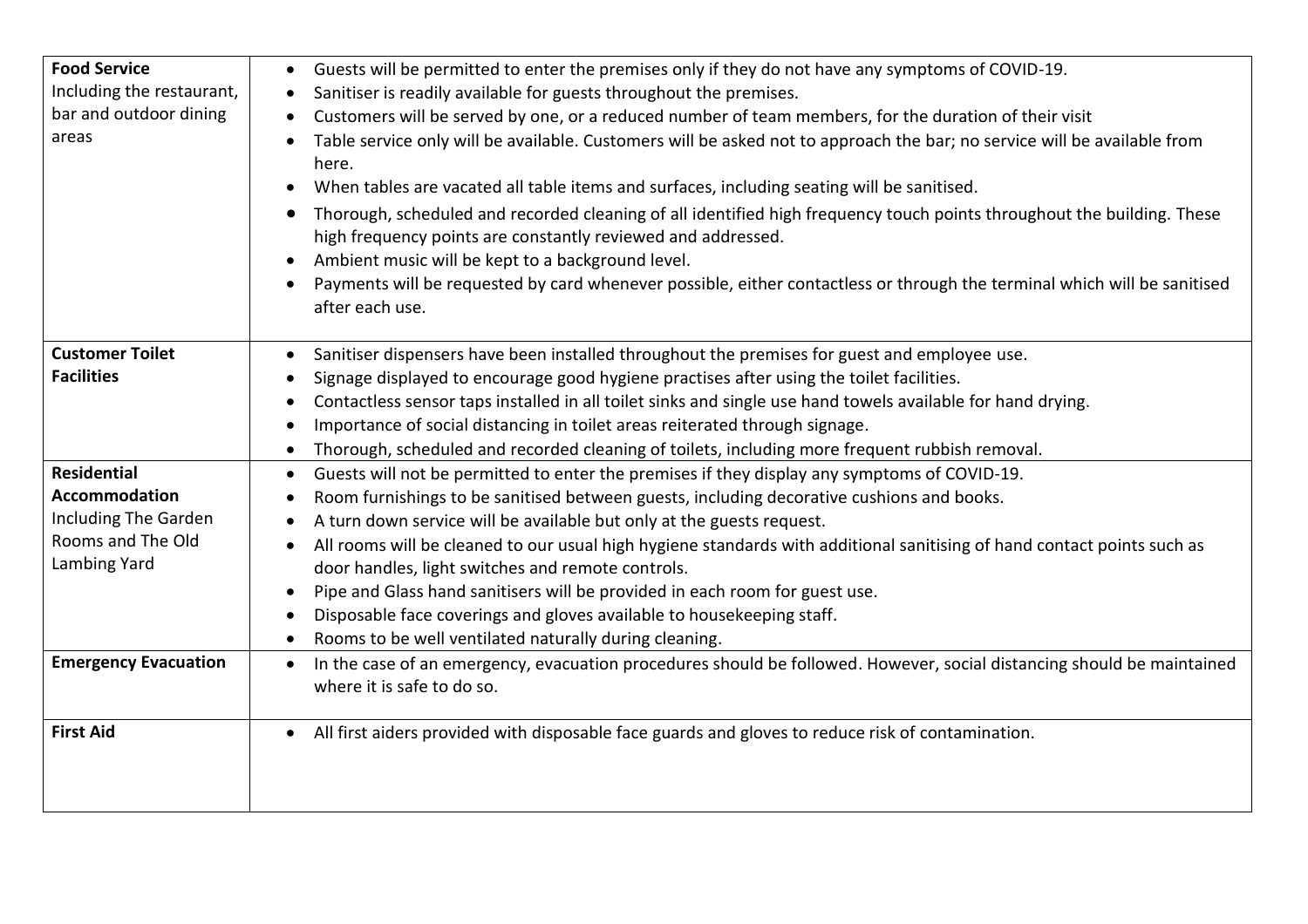| | |
|---|---|
| **Food Service**<br>Including the restaurant, bar and outdoor dining areas | • Guests will be permitted to enter the premises only if they do not have any symptoms of COVID-19.<br>• Sanitiser is readily available for guests throughout the premises.<br>• Customers will be served by one, or a reduced number of team members, for the duration of their visit<br>• Table service only will be available. Customers will be asked not to approach the bar; no service will be available from here.<br>• When tables are vacated all table items and surfaces, including seating will be sanitised.<br>• Thorough, scheduled and recorded cleaning of all identified high frequency touch points throughout the building. These high frequency points are constantly reviewed and addressed.<br>• Ambient music will be kept to a background level.<br>• Payments will be requested by card whenever possible, either contactless or through the terminal which will be sanitised after each use. |
| **Customer Toilet Facilities** | • Sanitiser dispensers have been installed throughout the premises for guest and employee use.<br>• Signage displayed to encourage good hygiene practises after using the toilet facilities.<br>• Contactless sensor taps installed in all toilet sinks and single use hand towels available for hand drying.<br>• Importance of social distancing in toilet areas reiterated through signage.<br>• Thorough, scheduled and recorded cleaning of toilets, including more frequent rubbish removal. |
| **Residential Accommodation**<br>Including The Garden Rooms and The Old Lambing Yard | • Guests will not be permitted to enter the premises if they display any symptoms of COVID-19.<br>• Room furnishings to be sanitised between guests, including decorative cushions and books.<br>• A turn down service will be available but only at the guests request.<br>• All rooms will be cleaned to our usual high hygiene standards with additional sanitising of hand contact points such as door handles, light switches and remote controls.<br>• Pipe and Glass hand sanitisers will be provided in each room for guest use.<br>• Disposable face coverings and gloves available to housekeeping staff.<br>• Rooms to be well ventilated naturally during cleaning. |
| **Emergency Evacuation** | • In the case of an emergency, evacuation procedures should be followed. However, social distancing should be maintained where it is safe to do so. |
| **First Aid** | • All first aiders provided with disposable face guards and gloves to reduce risk of contamination. |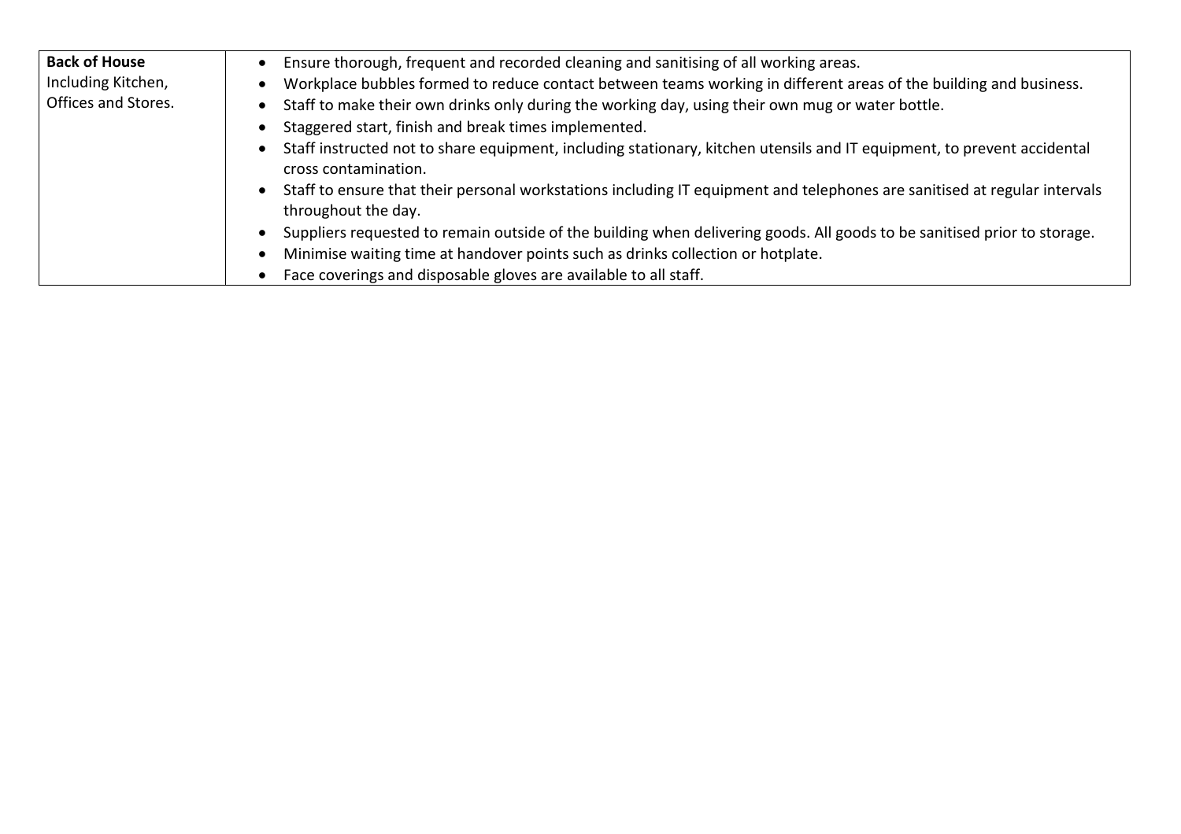| | |
|---|---|
| **Back of House**<br>Including Kitchen, Offices and Stores. | • Ensure thorough, frequent and recorded cleaning and sanitising of all working areas.<br>• Workplace bubbles formed to reduce contact between teams working in different areas of the building and business.<br>• Staff to make their own drinks only during the working day, using their own mug or water bottle.<br>• Staggered start, finish and break times implemented.<br>• Staff instructed not to share equipment, including stationary, kitchen utensils and IT equipment, to prevent accidental cross contamination.<br>• Staff to ensure that their personal workstations including IT equipment and telephones are sanitised at regular intervals throughout the day.<br>• Suppliers requested to remain outside of the building when delivering goods. All goods to be sanitised prior to storage.<br>• Minimise waiting time at handover points such as drinks collection or hotplate.<br>• Face coverings and disposable gloves are available to all staff. |